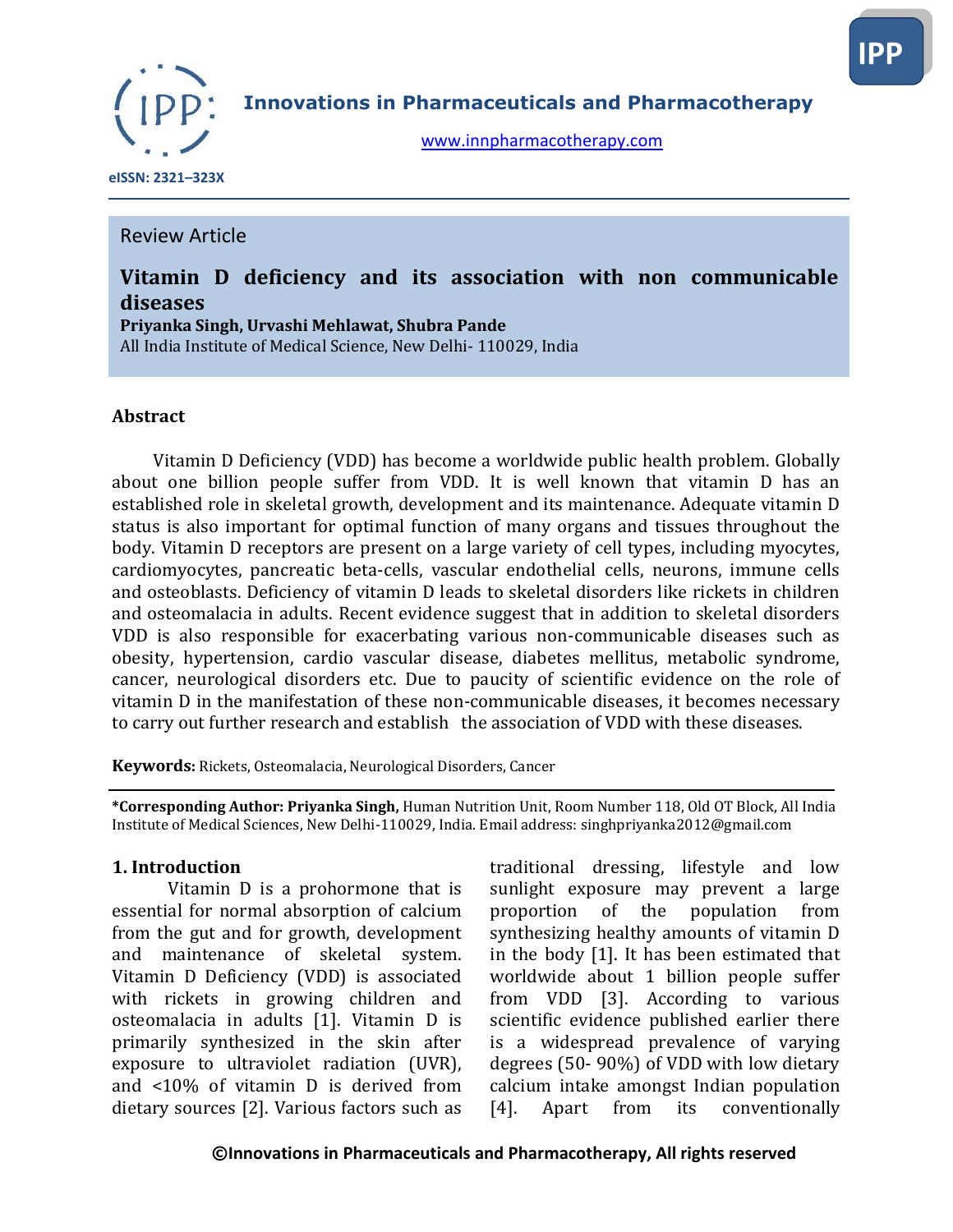**Innovations in Pharmaceuticals and Pharmacotherapy**

www.innpharmacotherapy.com

eISSN: 2321–323X

Review Article

# Vitamin D deficiency and its association with non communicable diseases

**Priyanka Singh, Urvashi Mehlawat, Shubra Pande**

All India Institute of Medical Science, New Delhi- 110029, India

## Abstract

Vitamin D Deficiency (VDD) has become a worldwide public health problem. Globally about one billion people suffer from VDD. It is well known that vitamin D has an established role in skeletal growth, development and its maintenance. Adequate vitamin D status is also important for optimal function of many organs and tissues throughout the body. Vitamin D receptors are present on a large variety of cell types, including myocytes, cardiomyocytes, pancreatic beta-cells, vascular endothelial cells, neurons, immune cells and osteoblasts. Deficiency of vitamin D leads to skeletal disorders like rickets in children and osteomalacia in adults. Recent evidence suggest that in addition to skeletal disorders VDD is also responsible for exacerbating various non-communicable diseases such as obesity, hypertension, cardio vascular disease, diabetes mellitus, metabolic syndrome, cancer, neurological disorders etc. Due to paucity of scientific evidence on the role of vitamin D in the manifestation of these non-communicable diseases, it becomes necessary to carry out further research and establish the association of VDD with these diseases.

**Keywords:** Rickets, Osteomalacia, Neurological Disorders, Cancer

**\*Corresponding Author: Priyanka Singh,** Human Nutrition Unit, Room Number 118, Old OT Block, All India Institute of Medical Sciences, New Delhi-110029, India. Email address: singhpriyanka2012@gmail.com

## 1. Introduction

Vitamin D is a prohormone that is essential for normal absorption of calcium from the gut and for growth, development and maintenance of skeletal system. Vitamin D Deficiency (VDD) is associated with rickets in growing children and osteomalacia in adults [1]. Vitamin D is primarily synthesized in the skin after exposure to ultraviolet radiation (UVR), and <10% of vitamin D is derived from dietary sources [2]. Various factors such as traditional dressing, lifestyle and low sunlight exposure may prevent a large proportion of the population from synthesizing healthy amounts of vitamin D in the body [1]. It has been estimated that worldwide about 1 billion people suffer from VDD [3]. According to various scientific evidence published earlier there is a widespread prevalence of varying degrees (50- 90%) of VDD with low dietary calcium intake amongst Indian population [4]. Apart from its conventionally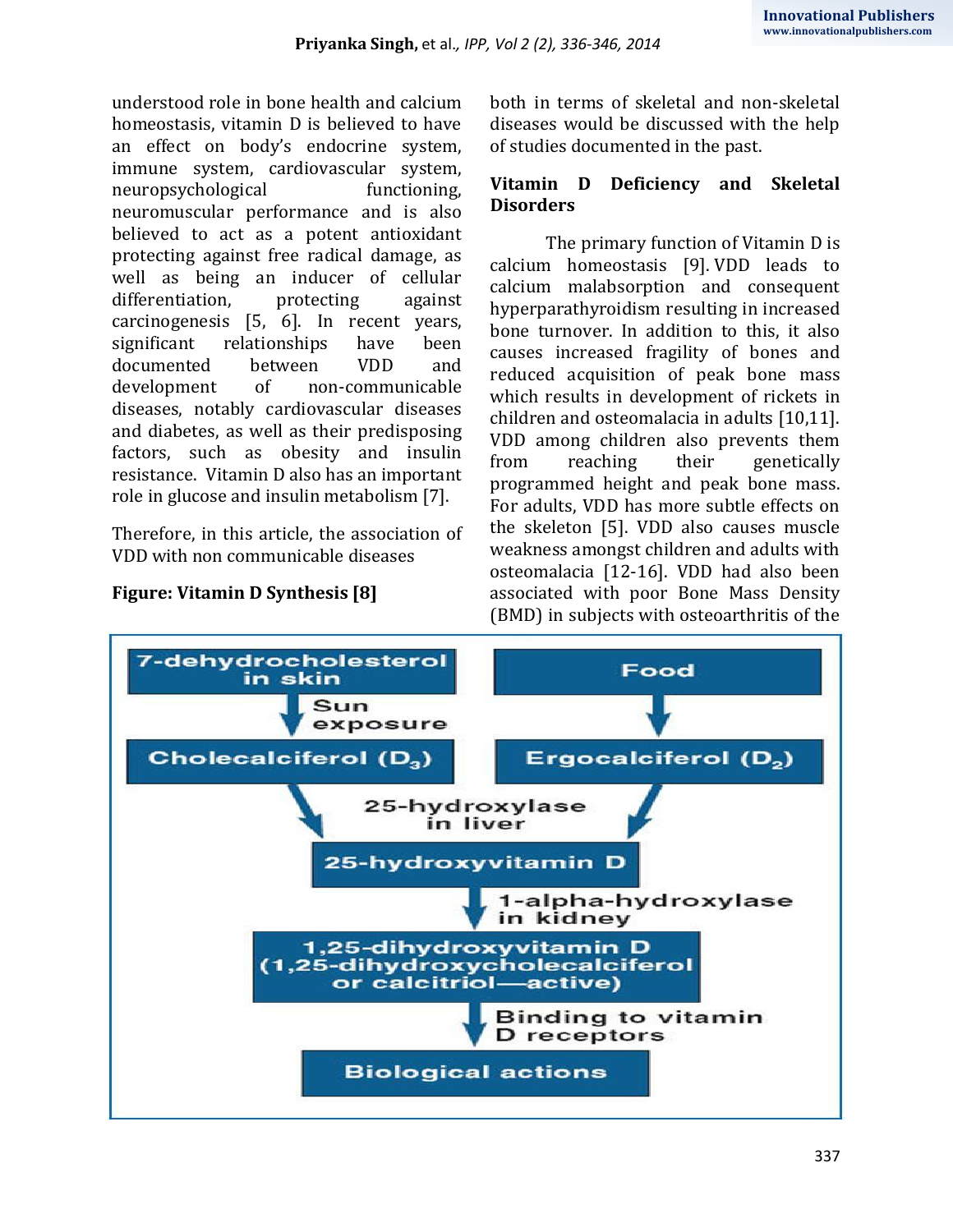understood role in bone health and calcium homeostasis, vitamin D is believed to have an effect on body's endocrine system, immune system, cardiovascular system, neuropsychological functioning, neuromuscular performance and is also believed to act as a potent antioxidant protecting against free radical damage, as well as being an inducer of cellular differentiation, protecting against carcinogenesis [5, 6]. In recent years, significant relationships have been documented between VDD and development of non-communicable diseases, notably cardiovascular diseases and diabetes, as well as their predisposing factors, such as obesity and insulin resistance. Vitamin D also has an important role in glucose and insulin metabolism [7].

Therefore, in this article, the association of VDD with non communicable diseases both in terms of skeletal and non-skeletal diseases would be discussed with the help of studies documented in the past.

**Figure: Vitamin D Synthesis [8]**

7-dehydrocholesterol in skin → (Sun exposure) → Cholecalciferol ($D_3$)

Food → Ergocalciferol ($D_2$)

Cholecalciferol ($D_3$) / Ergocalciferol ($D_2$) → (25-hydroxylase in liver) → 25-hydroxyvitamin D

25-hydroxyvitamin D → (1-alpha-hydroxylase in kidney) → 1,25-dihydroxyvitamin D (1,25-dihydroxycholecalciferol or calcitriol—active)

1,25-dihydroxyvitamin D → (Binding to vitamin D receptors) → Biological actions

## Vitamin D Deficiency and Skeletal Disorders

The primary function of Vitamin D is calcium homeostasis [9]. VDD leads to calcium malabsorption and consequent hyperparathyroidism resulting in increased bone turnover. In addition to this, it also causes increased fragility of bones and reduced acquisition of peak bone mass which results in development of rickets in children and osteomalacia in adults [10,11]. VDD among children also prevents them from reaching their genetically programmed height and peak bone mass. For adults, VDD has more subtle effects on the skeleton [5]. VDD also causes muscle weakness amongst children and adults with osteomalacia [12-16]. VDD had also been associated with poor Bone Mass Density (BMD) in subjects with osteoarthritis of the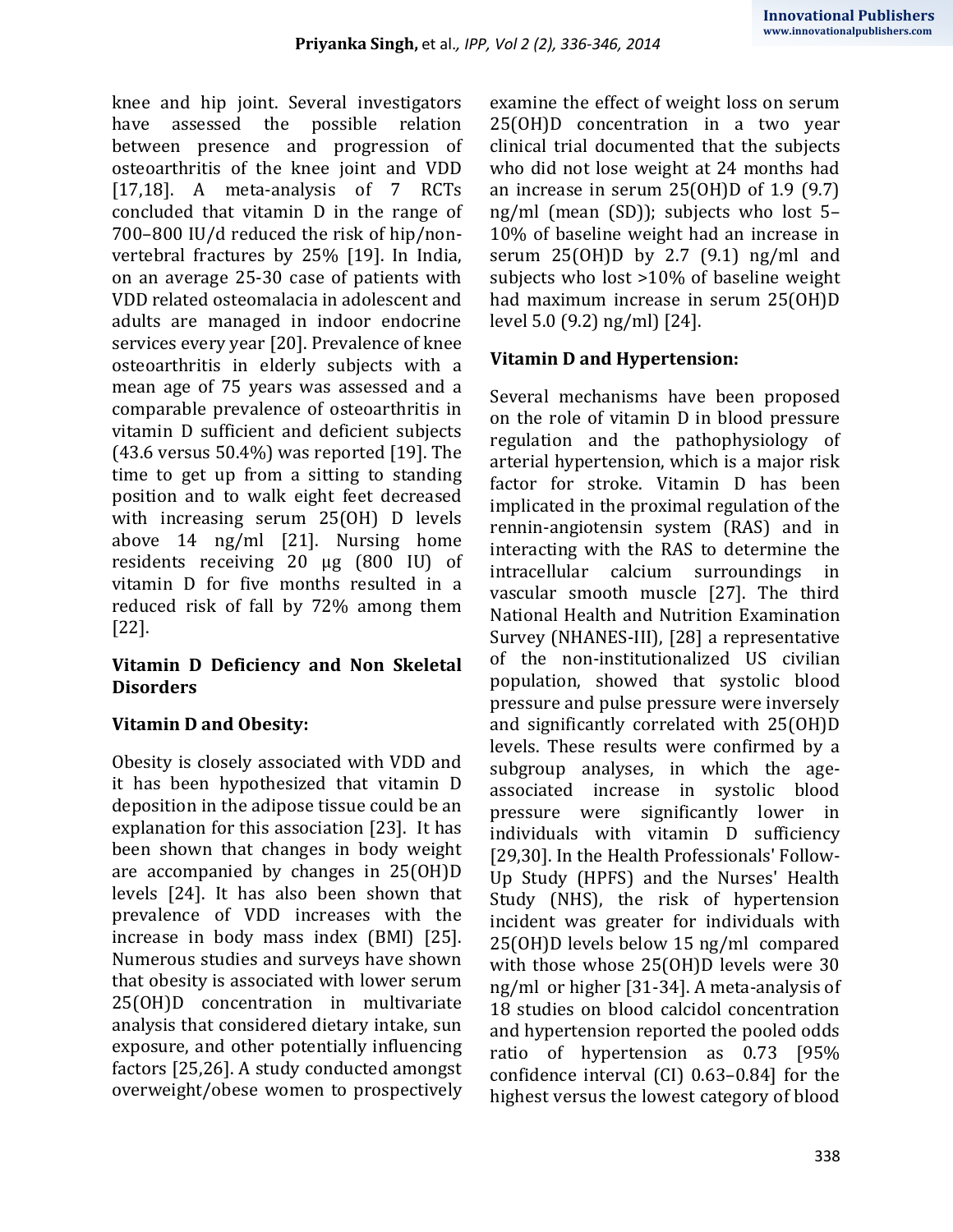knee and hip joint. Several investigators have assessed the possible relation between presence and progression of osteoarthritis of the knee joint and VDD [17,18]. A meta-analysis of 7 RCTs concluded that vitamin D in the range of 700–800 IU/d reduced the risk of hip/non-vertebral fractures by 25% [19]. In India, on an average 25-30 case of patients with VDD related osteomalacia in adolescent and adults are managed in indoor endocrine services every year [20]. Prevalence of knee osteoarthritis in elderly subjects with a mean age of 75 years was assessed and a comparable prevalence of osteoarthritis in vitamin D sufficient and deficient subjects (43.6 versus 50.4%) was reported [19]. The time to get up from a sitting to standing position and to walk eight feet decreased with increasing serum 25(OH) D levels above 14 ng/ml [21]. Nursing home residents receiving 20 µg (800 IU) of vitamin D for five months resulted in a reduced risk of fall by 72% among them [22].

## Vitamin D Deficiency and Non Skeletal Disorders

### Vitamin D and Obesity:

Obesity is closely associated with VDD and it has been hypothesized that vitamin D deposition in the adipose tissue could be an explanation for this association [23]. It has been shown that changes in body weight are accompanied by changes in 25(OH)D levels [24]. It has also been shown that prevalence of VDD increases with the increase in body mass index (BMI) [25]. Numerous studies and surveys have shown that obesity is associated with lower serum 25(OH)D concentration in multivariate analysis that considered dietary intake, sun exposure, and other potentially influencing factors [25,26]. A study conducted amongst overweight/obese women to prospectively examine the effect of weight loss on serum 25(OH)D concentration in a two year clinical trial documented that the subjects who did not lose weight at 24 months had an increase in serum 25(OH)D of 1.9 (9.7) ng/ml (mean (SD)); subjects who lost 5–10% of baseline weight had an increase in serum 25(OH)D by 2.7 (9.1) ng/ml and subjects who lost >10% of baseline weight had maximum increase in serum 25(OH)D level 5.0 (9.2) ng/ml) [24].

### Vitamin D and Hypertension:

Several mechanisms have been proposed on the role of vitamin D in blood pressure regulation and the pathophysiology of arterial hypertension, which is a major risk factor for stroke. Vitamin D has been implicated in the proximal regulation of the rennin-angiotensin system (RAS) and in interacting with the RAS to determine the intracellular calcium surroundings in vascular smooth muscle [27]. The third National Health and Nutrition Examination Survey (NHANES-III), [28] a representative of the non-institutionalized US civilian population, showed that systolic blood pressure and pulse pressure were inversely and significantly correlated with 25(OH)D levels. These results were confirmed by a subgroup analyses, in which the age-associated increase in systolic blood pressure were significantly lower in individuals with vitamin D sufficiency [29,30]. In the Health Professionals' Follow-Up Study (HPFS) and the Nurses' Health Study (NHS), the risk of hypertension incident was greater for individuals with 25(OH)D levels below 15 ng/ml compared with those whose 25(OH)D levels were 30 ng/ml or higher [31-34]. A meta-analysis of 18 studies on blood calcidol concentration and hypertension reported the pooled odds ratio of hypertension as 0.73 [95% confidence interval (CI) 0.63–0.84] for the highest versus the lowest category of blood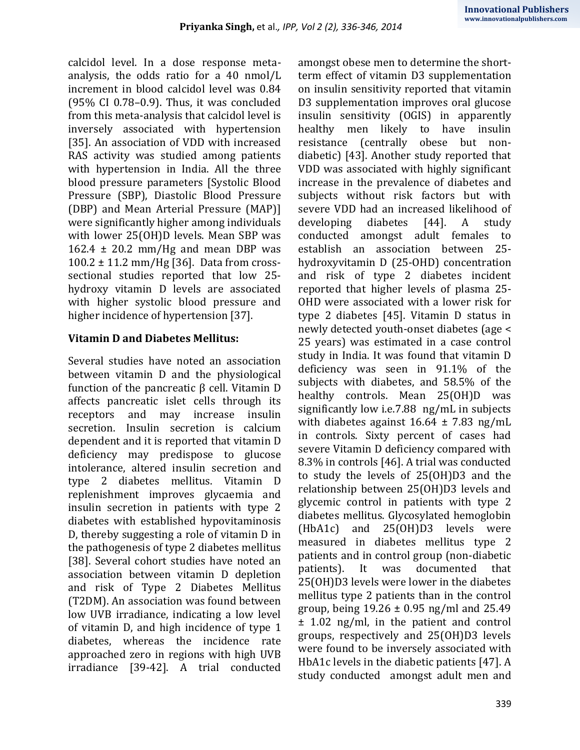calcidol level. In a dose response meta-analysis, the odds ratio for a 40 nmol/L increment in blood calcidol level was 0.84 (95% CI 0.78–0.9). Thus, it was concluded from this meta-analysis that calcidol level is inversely associated with hypertension [35]. An association of VDD with increased RAS activity was studied among patients with hypertension in India. All the three blood pressure parameters [Systolic Blood Pressure (SBP), Diastolic Blood Pressure (DBP) and Mean Arterial Pressure (MAP)] were significantly higher among individuals with lower 25(OH)D levels. Mean SBP was 162.4 ± 20.2 mm/Hg and mean DBP was 100.2 ± 11.2 mm/Hg [36]. Data from cross-sectional studies reported that low 25-hydroxy vitamin D levels are associated with higher systolic blood pressure and higher incidence of hypertension [37].

**Vitamin D and Diabetes Mellitus:**

Several studies have noted an association between vitamin D and the physiological function of the pancreatic β cell. Vitamin D affects pancreatic islet cells through its receptors and may increase insulin secretion. Insulin secretion is calcium dependent and it is reported that vitamin D deficiency may predispose to glucose intolerance, altered insulin secretion and type 2 diabetes mellitus. Vitamin D replenishment improves glycaemia and insulin secretion in patients with type 2 diabetes with established hypovitaminosis D, thereby suggesting a role of vitamin D in the pathogenesis of type 2 diabetes mellitus [38]. Several cohort studies have noted an association between vitamin D depletion and risk of Type 2 Diabetes Mellitus (T2DM). An association was found between low UVB irradiance, indicating a low level of vitamin D, and high incidence of type 1 diabetes, whereas the incidence rate approached zero in regions with high UVB irradiance [39-42]. A trial conducted amongst obese men to determine the short-term effect of vitamin D3 supplementation on insulin sensitivity reported that vitamin D3 supplementation improves oral glucose insulin sensitivity (OGIS) in apparently healthy men likely to have insulin resistance (centrally obese but non-diabetic) [43]. Another study reported that VDD was associated with highly significant increase in the prevalence of diabetes and subjects without risk factors but with severe VDD had an increased likelihood of developing diabetes [44]. A study conducted amongst adult females to establish an association between 25-hydroxyvitamin D (25-OHD) concentration and risk of type 2 diabetes incident reported that higher levels of plasma 25-OHD were associated with a lower risk for type 2 diabetes [45]. Vitamin D status in newly detected youth-onset diabetes (age < 25 years) was estimated in a case control study in India. It was found that vitamin D deficiency was seen in 91.1% of the subjects with diabetes, and 58.5% of the healthy controls. Mean 25(OH)D was significantly low i.e.7.88 ng/mL in subjects with diabetes against 16.64 ± 7.83 ng/mL in controls. Sixty percent of cases had severe Vitamin D deficiency compared with 8.3% in controls [46]. A trial was conducted to study the levels of 25(OH)D3 and the relationship between 25(OH)D3 levels and glycemic control in patients with type 2 diabetes mellitus. Glycosylated hemoglobin (HbA1c) and 25(OH)D3 levels were measured in diabetes mellitus type 2 patients and in control group (non-diabetic patients). It was documented that 25(OH)D3 levels were lower in the diabetes mellitus type 2 patients than in the control group, being 19.26 ± 0.95 ng/ml and 25.49 ± 1.02 ng/ml, in the patient and control groups, respectively and 25(OH)D3 levels were found to be inversely associated with HbA1c levels in the diabetic patients [47]. A study conducted amongst adult men and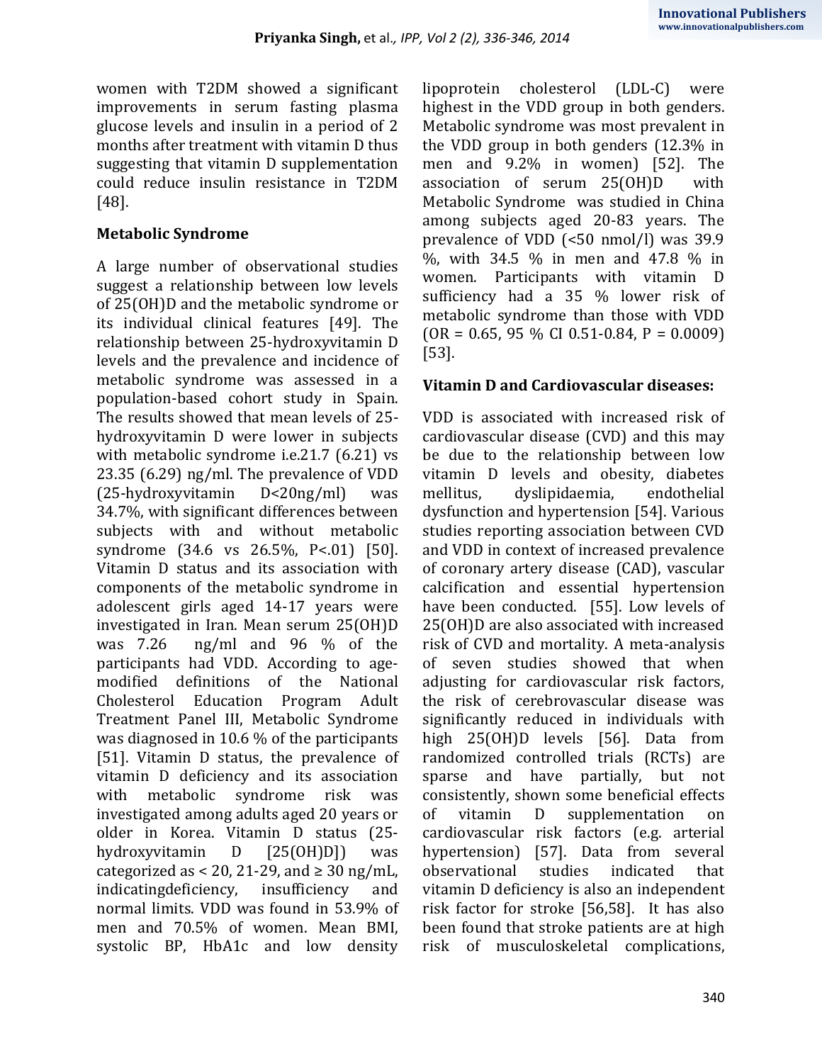women with T2DM showed a significant improvements in serum fasting plasma glucose levels and insulin in a period of 2 months after treatment with vitamin D thus suggesting that vitamin D supplementation could reduce insulin resistance in T2DM [48].

### Metabolic Syndrome

A large number of observational studies suggest a relationship between low levels of 25(OH)D and the metabolic syndrome or its individual clinical features [49]. The relationship between 25-hydroxyvitamin D levels and the prevalence and incidence of metabolic syndrome was assessed in a population-based cohort study in Spain. The results showed that mean levels of 25-hydroxyvitamin D were lower in subjects with metabolic syndrome i.e.21.7 (6.21) vs 23.35 (6.29) ng/ml. The prevalence of VDD (25-hydroxyvitamin D<20ng/ml) was 34.7%, with significant differences between subjects with and without metabolic syndrome (34.6 vs 26.5%, P<.01) [50]. Vitamin D status and its association with components of the metabolic syndrome in adolescent girls aged 14-17 years were investigated in Iran. Mean serum 25(OH)D was 7.26 ng/ml and 96 % of the participants had VDD. According to age-modified definitions of the National Cholesterol Education Program Adult Treatment Panel III, Metabolic Syndrome was diagnosed in 10.6 % of the participants [51]. Vitamin D status, the prevalence of vitamin D deficiency and its association with metabolic syndrome risk was investigated among adults aged 20 years or older in Korea. Vitamin D status (25-hydroxyvitamin D [25(OH)D]) was categorized as < 20, 21-29, and ≥ 30 ng/mL, indicatingdeficiency, insufficiency and normal limits. VDD was found in 53.9% of men and 70.5% of women. Mean BMI, systolic BP, HbA1c and low density lipoprotein cholesterol (LDL-C) were highest in the VDD group in both genders. Metabolic syndrome was most prevalent in the VDD group in both genders (12.3% in men and 9.2% in women) [52]. The association of serum 25(OH)D with Metabolic Syndrome was studied in China among subjects aged 20-83 years. The prevalence of VDD (<50 nmol/l) was 39.9 %, with 34.5 % in men and 47.8 % in women. Participants with vitamin D sufficiency had a 35 % lower risk of metabolic syndrome than those with VDD (OR = 0.65, 95 % CI 0.51-0.84, P = 0.0009) [53].

### Vitamin D and Cardiovascular diseases:

VDD is associated with increased risk of cardiovascular disease (CVD) and this may be due to the relationship between low vitamin D levels and obesity, diabetes mellitus, dyslipidaemia, endothelial dysfunction and hypertension [54]. Various studies reporting association between CVD and VDD in context of increased prevalence of coronary artery disease (CAD), vascular calcification and essential hypertension have been conducted. [55]. Low levels of 25(OH)D are also associated with increased risk of CVD and mortality. A meta-analysis of seven studies showed that when adjusting for cardiovascular risk factors, the risk of cerebrovascular disease was significantly reduced in individuals with high 25(OH)D levels [56]. Data from randomized controlled trials (RCTs) are sparse and have partially, but not consistently, shown some beneficial effects of vitamin D supplementation on cardiovascular risk factors (e.g. arterial hypertension) [57]. Data from several observational studies indicated that vitamin D deficiency is also an independent risk factor for stroke [56,58]. It has also been found that stroke patients are at high risk of musculoskeletal complications,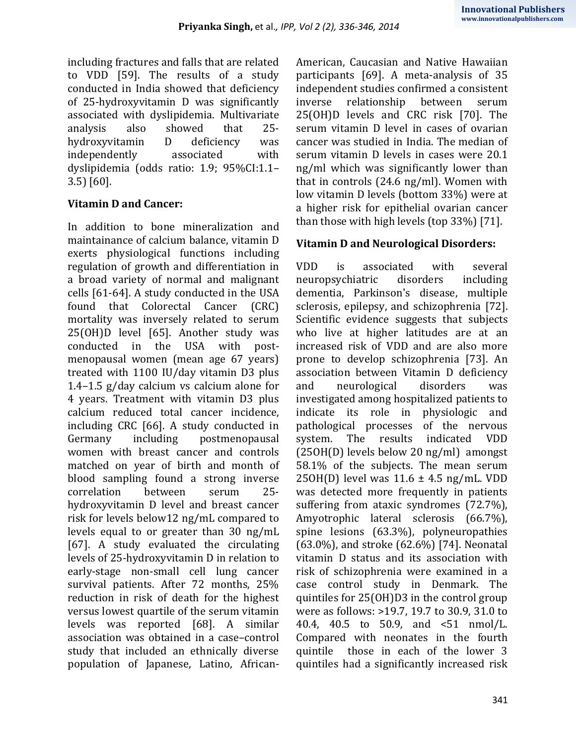including fractures and falls that are related to VDD [59]. The results of a study conducted in India showed that deficiency of 25-hydroxyvitamin D was significantly associated with dyslipidemia. Multivariate analysis also showed that 25-hydroxyvitamin D deficiency was independently associated with dyslipidemia (odds ratio: 1.9; 95%CI:1.1–3.5) [60].

**Vitamin D and Cancer:**

In addition to bone mineralization and maintainance of calcium balance, vitamin D exerts physiological functions including regulation of growth and differentiation in a broad variety of normal and malignant cells [61-64]. A study conducted in the USA found that Colorectal Cancer (CRC) mortality was inversely related to serum 25(OH)D level [65]. Another study was conducted in the USA with post-menopausal women (mean age 67 years) treated with 1100 IU/day vitamin D3 plus 1.4–1.5 g/day calcium vs calcium alone for 4 years. Treatment with vitamin D3 plus calcium reduced total cancer incidence, including CRC [66]. A study conducted in Germany including postmenopausal women with breast cancer and controls matched on year of birth and month of blood sampling found a strong inverse correlation between serum 25-hydroxyvitamin D level and breast cancer risk for levels below12 ng/mL compared to levels equal to or greater than 30 ng/mL [67]. A study evaluated the circulating levels of 25-hydroxyvitamin D in relation to early-stage non-small cell lung cancer survival patients. After 72 months, 25% reduction in risk of death for the highest versus lowest quartile of the serum vitamin levels was reported [68]. A similar association was obtained in a case–control study that included an ethnically diverse population of Japanese, Latino, African-American, Caucasian and Native Hawaiian participants [69]. A meta-analysis of 35 independent studies confirmed a consistent inverse relationship between serum 25(OH)D levels and CRC risk [70]. The serum vitamin D level in cases of ovarian cancer was studied in India. The median of serum vitamin D levels in cases were 20.1 ng/ml which was significantly lower than that in controls (24.6 ng/ml). Women with low vitamin D levels (bottom 33%) were at a higher risk for epithelial ovarian cancer than those with high levels (top 33%) [71].

**Vitamin D and Neurological Disorders:**

VDD is associated with several neuropsychiatric disorders including dementia, Parkinson's disease, multiple sclerosis, epilepsy, and schizophrenia [72]. Scientific evidence suggests that subjects who live at higher latitudes are at an increased risk of VDD and are also more prone to develop schizophrenia [73]. An association between Vitamin D deficiency and neurological disorders was investigated among hospitalized patients to indicate its role in physiologic and pathological processes of the nervous system. The results indicated VDD (25OH(D) levels below 20 ng/ml) amongst 58.1% of the subjects. The mean serum 25OH(D) level was 11.6 ± 4.5 ng/mL. VDD was detected more frequently in patients suffering from ataxic syndromes (72.7%), Amyotrophic lateral sclerosis (66.7%), spine lesions (63.3%), polyneuropathies (63.0%), and stroke (62.6%) [74]. Neonatal vitamin D status and its association with risk of schizophrenia were examined in a case control study in Denmark. The quintiles for 25(OH)D3 in the control group were as follows: >19.7, 19.7 to 30.9, 31.0 to 40.4, 40.5 to 50.9, and <51 nmol/L. Compared with neonates in the fourth quintile those in each of the lower 3 quintiles had a significantly increased risk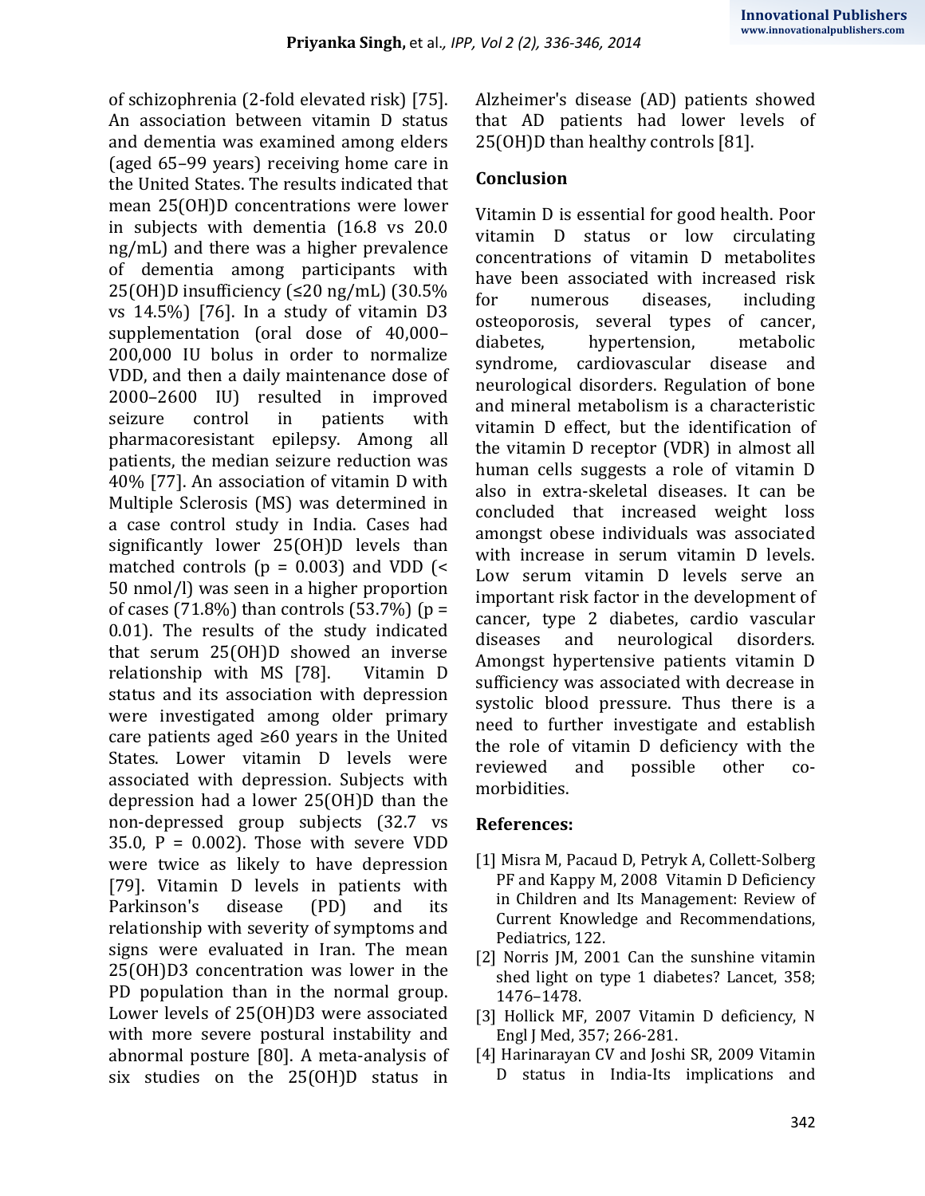of schizophrenia (2-fold elevated risk) [75]. An association between vitamin D status and dementia was examined among elders (aged 65–99 years) receiving home care in the United States. The results indicated that mean 25(OH)D concentrations were lower in subjects with dementia (16.8 vs 20.0 ng/mL) and there was a higher prevalence of dementia among participants with 25(OH)D insufficiency (≤20 ng/mL) (30.5% vs 14.5%) [76]. In a study of vitamin D3 supplementation (oral dose of 40,000–200,000 IU bolus in order to normalize VDD, and then a daily maintenance dose of 2000–2600 IU) resulted in improved seizure control in patients with pharmacoresistant epilepsy. Among all patients, the median seizure reduction was 40% [77]. An association of vitamin D with Multiple Sclerosis (MS) was determined in a case control study in India. Cases had significantly lower 25(OH)D levels than matched controls ($p = 0.003$) and VDD (< 50 nmol/l) was seen in a higher proportion of cases (71.8%) than controls (53.7%) ($p = 0.01$). The results of the study indicated that serum 25(OH)D showed an inverse relationship with MS [78]. Vitamin D status and its association with depression were investigated among older primary care patients aged ≥60 years in the United States. Lower vitamin D levels were associated with depression. Subjects with depression had a lower 25(OH)D than the non-depressed group subjects (32.7 vs 35.0, $P = 0.002$). Those with severe VDD were twice as likely to have depression [79]. Vitamin D levels in patients with Parkinson's disease (PD) and its relationship with severity of symptoms and signs were evaluated in Iran. The mean 25(OH)D3 concentration was lower in the PD population than in the normal group. Lower levels of 25(OH)D3 were associated with more severe postural instability and abnormal posture [80]. A meta-analysis of six studies on the 25(OH)D status in Alzheimer's disease (AD) patients showed that AD patients had lower levels of 25(OH)D than healthy controls [81].

## Conclusion

Vitamin D is essential for good health. Poor vitamin D status or low circulating concentrations of vitamin D metabolites have been associated with increased risk for numerous diseases, including osteoporosis, several types of cancer, diabetes, hypertension, metabolic syndrome, cardiovascular disease and neurological disorders. Regulation of bone and mineral metabolism is a characteristic vitamin D effect, but the identification of the vitamin D receptor (VDR) in almost all human cells suggests a role of vitamin D also in extra-skeletal diseases. It can be concluded that increased weight loss amongst obese individuals was associated with increase in serum vitamin D levels. Low serum vitamin D levels serve an important risk factor in the development of cancer, type 2 diabetes, cardio vascular diseases and neurological disorders. Amongst hypertensive patients vitamin D sufficiency was associated with decrease in systolic blood pressure. Thus there is a need to further investigate and establish the role of vitamin D deficiency with the reviewed and possible other co-morbidities.

## References:

[1] Misra M, Pacaud D, Petryk A, Collett-Solberg PF and Kappy M, 2008 Vitamin D Deficiency in Children and Its Management: Review of Current Knowledge and Recommendations, Pediatrics, 122.

[2] Norris JM, 2001 Can the sunshine vitamin shed light on type 1 diabetes? Lancet, 358; 1476–1478.

[3] Hollick MF, 2007 Vitamin D deficiency, N Engl J Med, 357; 266-281.

[4] Harinarayan CV and Joshi SR, 2009 Vitamin D status in India-Its implications and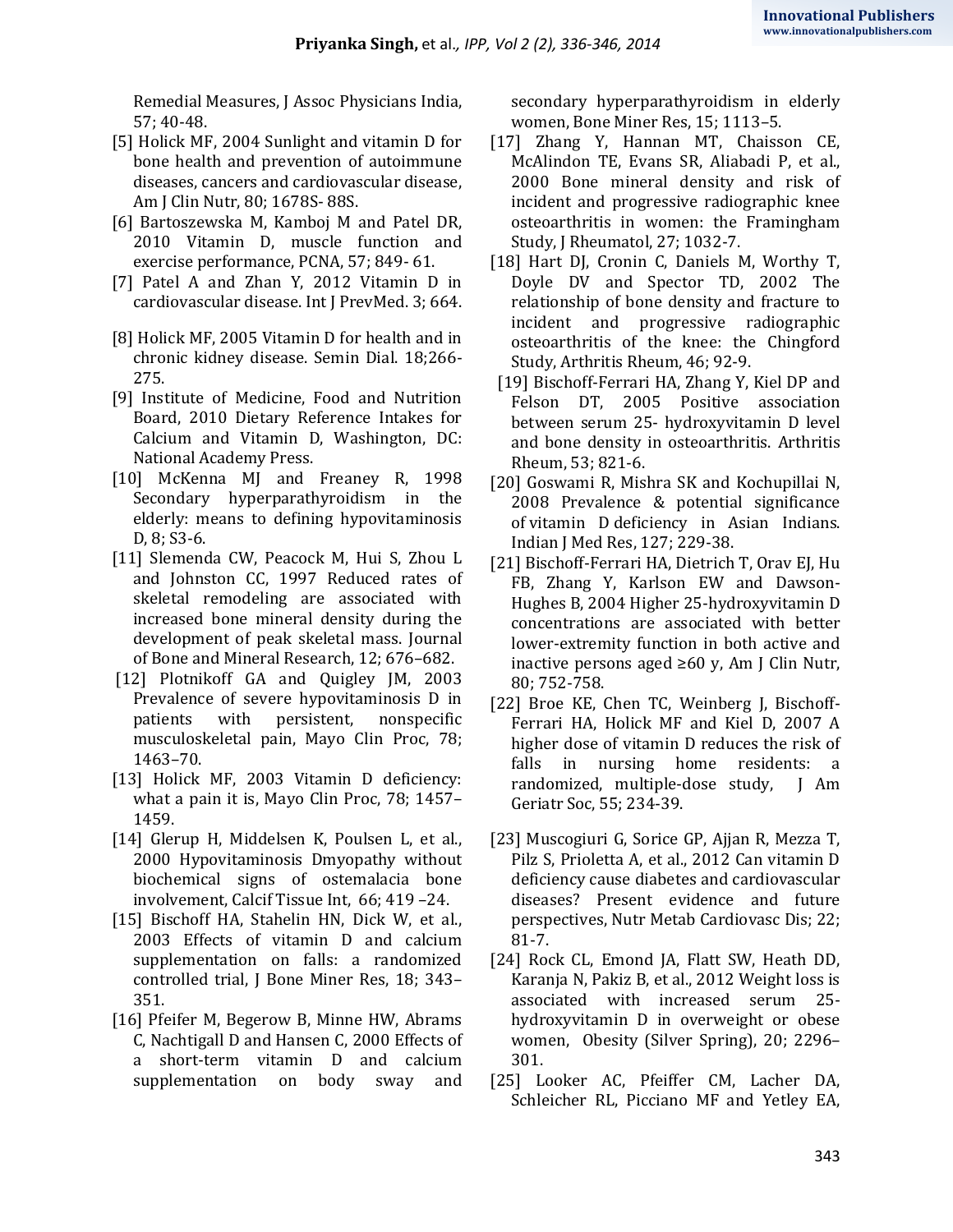Remedial Measures, J Assoc Physicians India, 57; 40-48.

[5] Holick MF, 2004 Sunlight and vitamin D for bone health and prevention of autoimmune diseases, cancers and cardiovascular disease, Am J Clin Nutr, 80; 1678S- 88S.

[6] Bartoszewska M, Kamboj M and Patel DR, 2010 Vitamin D, muscle function and exercise performance, PCNA, 57; 849- 61.

[7] Patel A and Zhan Y, 2012 Vitamin D in cardiovascular disease. Int J PrevMed. 3; 664.

[8] Holick MF, 2005 Vitamin D for health and in chronic kidney disease. Semin Dial. 18;266-275.

[9] Institute of Medicine, Food and Nutrition Board, 2010 Dietary Reference Intakes for Calcium and Vitamin D, Washington, DC: National Academy Press.

[10] McKenna MJ and Freaney R, 1998 Secondary hyperparathyroidism in the elderly: means to defining hypovitaminosis D, 8; S3-6.

[11] Slemenda CW, Peacock M, Hui S, Zhou L and Johnston CC, 1997 Reduced rates of skeletal remodeling are associated with increased bone mineral density during the development of peak skeletal mass. Journal of Bone and Mineral Research, 12; 676–682.

[12] Plotnikoff GA and Quigley JM, 2003 Prevalence of severe hypovitaminosis D in patients with persistent, nonspecific musculoskeletal pain, Mayo Clin Proc, 78; 1463–70.

[13] Holick MF, 2003 Vitamin D deficiency: what a pain it is, Mayo Clin Proc, 78; 1457–1459.

[14] Glerup H, Middelsen K, Poulsen L, et al., 2000 Hypovitaminosis Dmyopathy without biochemical signs of ostemalacia bone involvement, Calcif Tissue Int, 66; 419 –24.

[15] Bischoff HA, Stahelin HN, Dick W, et al., 2003 Effects of vitamin D and calcium supplementation on falls: a randomized controlled trial, J Bone Miner Res, 18; 343–351.

[16] Pfeifer M, Begerow B, Minne HW, Abrams C, Nachtigall D and Hansen C, 2000 Effects of a short-term vitamin D and calcium supplementation on body sway and secondary hyperparathyroidism in elderly women, Bone Miner Res, 15; 1113–5.

[17] Zhang Y, Hannan MT, Chaisson CE, McAlindon TE, Evans SR, Aliabadi P, et al., 2000 Bone mineral density and risk of incident and progressive radiographic knee osteoarthritis in women: the Framingham Study, J Rheumatol, 27; 1032-7.

[18] Hart DJ, Cronin C, Daniels M, Worthy T, Doyle DV and Spector TD, 2002 The relationship of bone density and fracture to incident and progressive radiographic osteoarthritis of the knee: the Chingford Study, Arthritis Rheum, 46; 92-9.

[19] Bischoff-Ferrari HA, Zhang Y, Kiel DP and Felson DT, 2005 Positive association between serum 25- hydroxyvitamin D level and bone density in osteoarthritis. Arthritis Rheum, 53; 821-6.

[20] Goswami R, Mishra SK and Kochupillai N, 2008 Prevalence & potential significance of vitamin D deficiency in Asian Indians. Indian J Med Res, 127; 229-38.

[21] Bischoff-Ferrari HA, Dietrich T, Orav EJ, Hu FB, Zhang Y, Karlson EW and Dawson-Hughes B, 2004 Higher 25-hydroxyvitamin D concentrations are associated with better lower-extremity function in both active and inactive persons aged ≥60 y, Am J Clin Nutr, 80; 752-758.

[22] Broe KE, Chen TC, Weinberg J, Bischoff-Ferrari HA, Holick MF and Kiel D, 2007 A higher dose of vitamin D reduces the risk of falls in nursing home residents: a randomized, multiple-dose study, J Am Geriatr Soc, 55; 234-39.

[23] Muscogiuri G, Sorice GP, Ajjan R, Mezza T, Pilz S, Prioletta A, et al., 2012 Can vitamin D deficiency cause diabetes and cardiovascular diseases? Present evidence and future perspectives, Nutr Metab Cardiovasc Dis; 22; 81-7.

[24] Rock CL, Emond JA, Flatt SW, Heath DD, Karanja N, Pakiz B, et al., 2012 Weight loss is associated with increased serum 25-hydroxyvitamin D in overweight or obese women, Obesity (Silver Spring), 20; 2296–301.

[25] Looker AC, Pfeiffer CM, Lacher DA, Schleicher RL, Picciano MF and Yetley EA,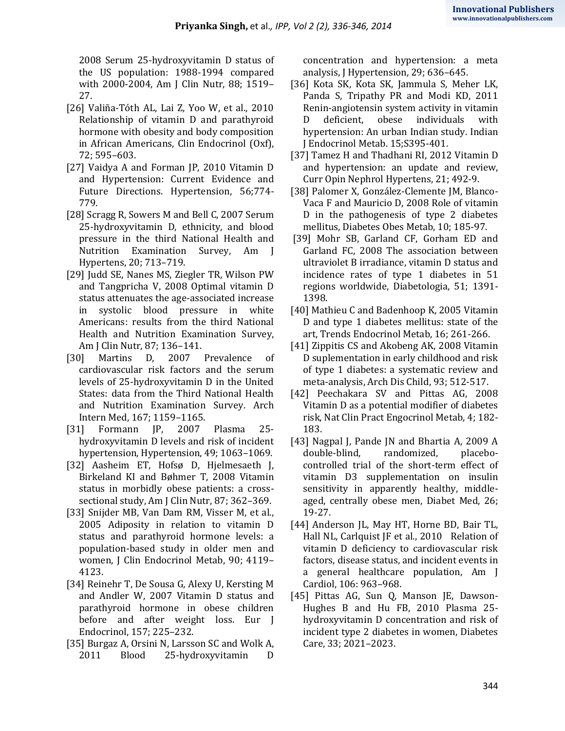2008 Serum 25-hydroxyvitamin D status of the US population: 1988-1994 compared with 2000-2004, Am J Clin Nutr, 88; 1519–27.

[26] Valiña-Tóth AL, Lai Z, Yoo W, et al., 2010 Relationship of vitamin D and parathyroid hormone with obesity and body composition in African Americans, Clin Endocrinol (Oxf), 72; 595–603.

[27] Vaidya A and Forman JP, 2010 Vitamin D and Hypertension: Current Evidence and Future Directions. Hypertension, 56;774-779.

[28] Scragg R, Sowers M and Bell C, 2007 Serum 25-hydroxyvitamin D, ethnicity, and blood pressure in the third National Health and Nutrition Examination Survey, Am J Hypertens, 20; 713–719.

[29] Judd SE, Nanes MS, Ziegler TR, Wilson PW and Tangpricha V, 2008 Optimal vitamin D status attenuates the age-associated increase in systolic blood pressure in white Americans: results from the third National Health and Nutrition Examination Survey, Am J Clin Nutr, 87; 136–141.

[30] Martins D, 2007 Prevalence of cardiovascular risk factors and the serum levels of 25-hydroxyvitamin D in the United States: data from the Third National Health and Nutrition Examination Survey. Arch Intern Med, 167; 1159–1165.

[31] Formann JP, 2007 Plasma 25-hydroxyvitamin D levels and risk of incident hypertension, Hypertension, 49; 1063–1069.

[32] Aasheim ET, Hofsø D, Hjelmesaeth J, Birkeland KI and Bøhmer T, 2008 Vitamin status in morbidly obese patients: a cross-sectional study, Am J Clin Nutr, 87; 362–369.

[33] Snijder MB, Van Dam RM, Visser M, et al., 2005 Adiposity in relation to vitamin D status and parathyroid hormone levels: a population-based study in older men and women, J Clin Endocrinol Metab, 90; 4119–4123.

[34] Reinehr T, De Sousa G, Alexy U, Kersting M and Andler W, 2007 Vitamin D status and parathyroid hormone in obese children before and after weight loss. Eur J Endocrinol, 157; 225–232.

[35] Burgaz A, Orsini N, Larsson SC and Wolk A, 2011 Blood 25-hydroxyvitamin D concentration and hypertension: a meta analysis, J Hypertension, 29; 636–645.

[36] Kota SK, Kota SK, Jammula S, Meher LK, Panda S, Tripathy PR and Modi KD, 2011 Renin-angiotensin system activity in vitamin D deficient, obese individuals with hypertension: An urban Indian study. Indian J Endocrinol Metab. 15;S395-401.

[37] Tamez H and Thadhani RI, 2012 Vitamin D and hypertension: an update and review, Curr Opin Nephrol Hypertens, 21; 492-9.

[38] Palomer X, González-Clemente JM, Blanco-Vaca F and Mauricio D, 2008 Role of vitamin D in the pathogenesis of type 2 diabetes mellitus, Diabetes Obes Metab, 10; 185-97.

[39] Mohr SB, Garland CF, Gorham ED and Garland FC, 2008 The association between ultraviolet B irradiance, vitamin D status and incidence rates of type 1 diabetes in 51 regions worldwide, Diabetologia, 51; 1391-1398.

[40] Mathieu C and Badenhoop K, 2005 Vitamin D and type 1 diabetes mellitus: state of the art, Trends Endocrinol Metab, 16; 261-266.

[41] Zippitis CS and Akobeng AK, 2008 Vitamin D suplementation in early childhood and risk of type 1 diabetes: a systematic review and meta-analysis, Arch Dis Child, 93; 512-517.

[42] Peechakara SV and Pittas AG, 2008 Vitamin D as a potential modifier of diabetes risk, Nat Clin Pract Engocrinol Metab, 4; 182-183.

[43] Nagpal J, Pande JN and Bhartia A, 2009 A double-blind, randomized, placebo-controlled trial of the short-term effect of vitamin D3 supplementation on insulin sensitivity in apparently healthy, middle-aged, centrally obese men, Diabet Med, 26; 19-27.

[44] Anderson JL, May HT, Horne BD, Bair TL, Hall NL, Carlquist JF et al., 2010 Relation of vitamin D deficiency to cardiovascular risk factors, disease status, and incident events in a general healthcare population, Am J Cardiol, 106: 963–968.

[45] Pittas AG, Sun Q, Manson JE, Dawson-Hughes B and Hu FB, 2010 Plasma 25-hydroxyvitamin D concentration and risk of incident type 2 diabetes in women, Diabetes Care, 33; 2021–2023.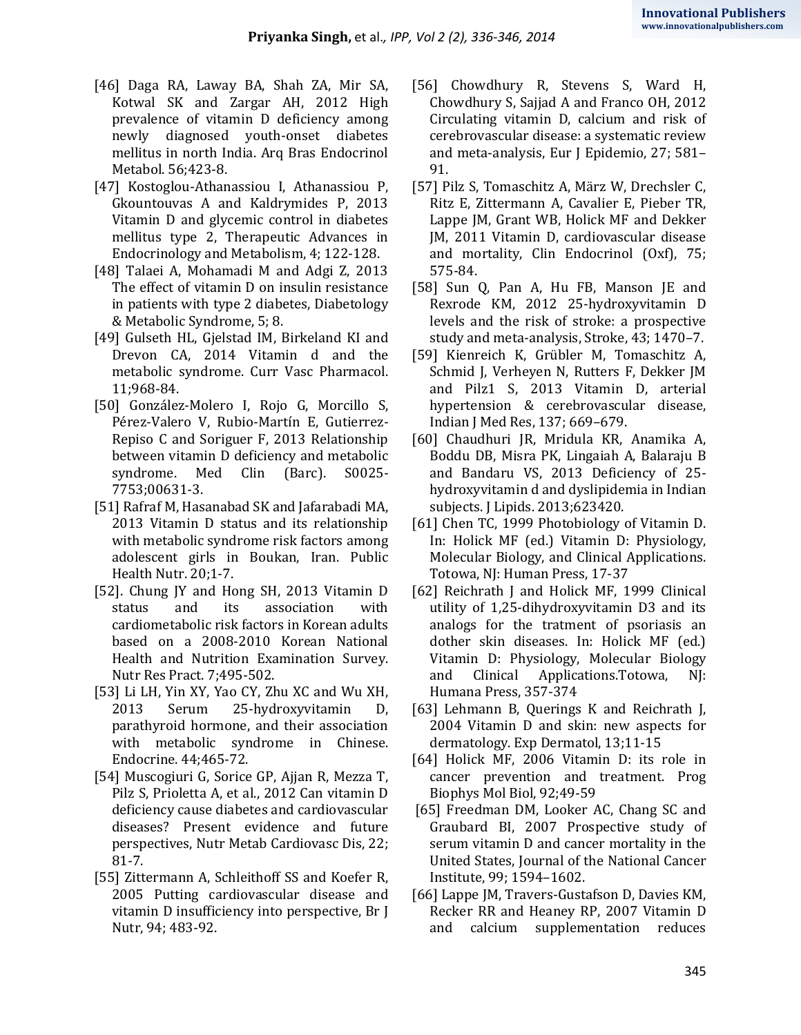[46] Daga RA, Laway BA, Shah ZA, Mir SA, Kotwal SK and Zargar AH, 2012 High prevalence of vitamin D deficiency among newly diagnosed youth-onset diabetes mellitus in north India. Arq Bras Endocrinol Metabol. 56;423-8.

[47] Kostoglou-Athanassiou I, Athanassiou P, Gkountouvas A and Kaldrymides P, 2013 Vitamin D and glycemic control in diabetes mellitus type 2, Therapeutic Advances in Endocrinology and Metabolism, 4; 122-128.

[48] Talaei A, Mohamadi M and Adgi Z, 2013 The effect of vitamin D on insulin resistance in patients with type 2 diabetes, Diabetology & Metabolic Syndrome, 5; 8.

[49] Gulseth HL, Gjelstad IM, Birkeland KI and Drevon CA, 2014 Vitamin d and the metabolic syndrome. Curr Vasc Pharmacol. 11;968-84.

[50] González-Molero I, Rojo G, Morcillo S, Pérez-Valero V, Rubio-Martín E, Gutierrez-Repiso C and Soriguer F, 2013 Relationship between vitamin D deficiency and metabolic syndrome. Med Clin (Barc). S0025-7753;00631-3.

[51] Rafraf M, Hasanabad SK and Jafarabadi MA, 2013 Vitamin D status and its relationship with metabolic syndrome risk factors among adolescent girls in Boukan, Iran. Public Health Nutr. 20;1-7.

[52]. Chung JY and Hong SH, 2013 Vitamin D status and its association with cardiometabolic risk factors in Korean adults based on a 2008-2010 Korean National Health and Nutrition Examination Survey. Nutr Res Pract. 7;495-502.

[53] Li LH, Yin XY, Yao CY, Zhu XC and Wu XH, 2013 Serum 25-hydroxyvitamin D, parathyroid hormone, and their association with metabolic syndrome in Chinese. Endocrine. 44;465-72.

[54] Muscogiuri G, Sorice GP, Ajjan R, Mezza T, Pilz S, Prioletta A, et al., 2012 Can vitamin D deficiency cause diabetes and cardiovascular diseases? Present evidence and future perspectives, Nutr Metab Cardiovasc Dis, 22; 81-7.

[55] Zittermann A, Schleithoff SS and Koefer R, 2005 Putting cardiovascular disease and vitamin D insufficiency into perspective, Br J Nutr, 94; 483-92.

[56] Chowdhury R, Stevens S, Ward H, Chowdhury S, Sajjad A and Franco OH, 2012 Circulating vitamin D, calcium and risk of cerebrovascular disease: a systematic review and meta-analysis, Eur J Epidemio, 27; 581–91.

[57] Pilz S, Tomaschitz A, März W, Drechsler C, Ritz E, Zittermann A, Cavalier E, Pieber TR, Lappe JM, Grant WB, Holick MF and Dekker JM, 2011 Vitamin D, cardiovascular disease and mortality, Clin Endocrinol (Oxf), 75; 575-84.

[58] Sun Q, Pan A, Hu FB, Manson JE and Rexrode KM, 2012 25-hydroxyvitamin D levels and the risk of stroke: a prospective study and meta-analysis, Stroke, 43; 1470–7.

[59] Kienreich K, Grübler M, Tomaschitz A, Schmid J, Verheyen N, Rutters F, Dekker JM and Pilz1 S, 2013 Vitamin D, arterial hypertension & cerebrovascular disease, Indian J Med Res, 137; 669–679.

[60] Chaudhuri JR, Mridula KR, Anamika A, Boddu DB, Misra PK, Lingaiah A, Balaraju B and Bandaru VS, 2013 Deficiency of 25-hydroxyvitamin d and dyslipidemia in Indian subjects. J Lipids. 2013;623420.

[61] Chen TC, 1999 Photobiology of Vitamin D. In: Holick MF (ed.) Vitamin D: Physiology, Molecular Biology, and Clinical Applications. Totowa, NJ: Human Press, 17-37

[62] Reichrath J and Holick MF, 1999 Clinical utility of 1,25-dihydroxyvitamin D3 and its analogs for the tratment of psoriasis an dother skin diseases. In: Holick MF (ed.) Vitamin D: Physiology, Molecular Biology and Clinical Applications.Totowa, NJ: Humana Press, 357-374

[63] Lehmann B, Querings K and Reichrath J, 2004 Vitamin D and skin: new aspects for dermatology. Exp Dermatol, 13;11-15

[64] Holick MF, 2006 Vitamin D: its role in cancer prevention and treatment. Prog Biophys Mol Biol, 92;49-59

[65] Freedman DM, Looker AC, Chang SC and Graubard BI, 2007 Prospective study of serum vitamin D and cancer mortality in the United States, Journal of the National Cancer Institute, 99; 1594–1602.

[66] Lappe JM, Travers-Gustafson D, Davies KM, Recker RR and Heaney RP, 2007 Vitamin D and calcium supplementation reduces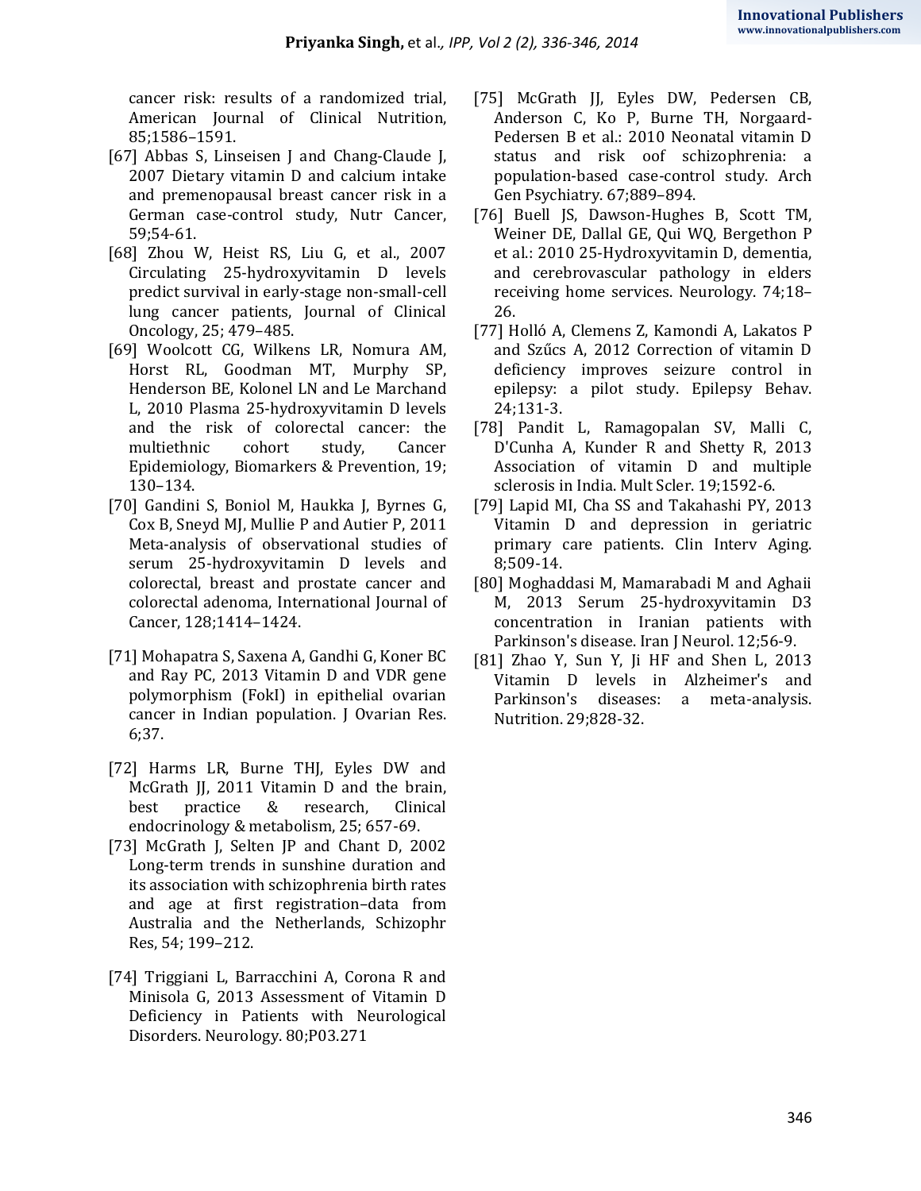cancer risk: results of a randomized trial, American Journal of Clinical Nutrition, 85;1586–1591.

[67] Abbas S, Linseisen J and Chang-Claude J, 2007 Dietary vitamin D and calcium intake and premenopausal breast cancer risk in a German case-control study, Nutr Cancer, 59;54-61.

[68] Zhou W, Heist RS, Liu G, et al., 2007 Circulating 25-hydroxyvitamin D levels predict survival in early-stage non-small-cell lung cancer patients, Journal of Clinical Oncology, 25; 479–485.

[69] Woolcott CG, Wilkens LR, Nomura AM, Horst RL, Goodman MT, Murphy SP, Henderson BE, Kolonel LN and Le Marchand L, 2010 Plasma 25-hydroxyvitamin D levels and the risk of colorectal cancer: the multiethnic cohort study, Cancer Epidemiology, Biomarkers & Prevention, 19; 130–134.

[70] Gandini S, Boniol M, Haukka J, Byrnes G, Cox B, Sneyd MJ, Mullie P and Autier P, 2011 Meta-analysis of observational studies of serum 25-hydroxyvitamin D levels and colorectal, breast and prostate cancer and colorectal adenoma, International Journal of Cancer, 128;1414–1424.

[71] Mohapatra S, Saxena A, Gandhi G, Koner BC and Ray PC, 2013 Vitamin D and VDR gene polymorphism (FokI) in epithelial ovarian cancer in Indian population. J Ovarian Res. 6;37.

[72] Harms LR, Burne THJ, Eyles DW and McGrath JJ, 2011 Vitamin D and the brain, best practice & research, Clinical endocrinology & metabolism, 25; 657-69.

[73] McGrath J, Selten JP and Chant D, 2002 Long-term trends in sunshine duration and its association with schizophrenia birth rates and age at first registration–data from Australia and the Netherlands, Schizophr Res, 54; 199–212.

[74] Triggiani L, Barracchini A, Corona R and Minisola G, 2013 Assessment of Vitamin D Deficiency in Patients with Neurological Disorders. Neurology. 80;P03.271

[75] McGrath JJ, Eyles DW, Pedersen CB, Anderson C, Ko P, Burne TH, Norgaard-Pedersen B et al.: 2010 Neonatal vitamin D status and risk oof schizophrenia: a population-based case-control study. Arch Gen Psychiatry. 67;889–894.

[76] Buell JS, Dawson-Hughes B, Scott TM, Weiner DE, Dallal GE, Qui WQ, Bergethon P et al.: 2010 25-Hydroxyvitamin D, dementia, and cerebrovascular pathology in elders receiving home services. Neurology. 74;18–26.

[77] Holló A, Clemens Z, Kamondi A, Lakatos P and Szűcs A, 2012 Correction of vitamin D deficiency improves seizure control in epilepsy: a pilot study. Epilepsy Behav. 24;131-3.

[78] Pandit L, Ramagopalan SV, Malli C, D'Cunha A, Kunder R and Shetty R, 2013 Association of vitamin D and multiple sclerosis in India. Mult Scler. 19;1592-6.

[79] Lapid MI, Cha SS and Takahashi PY, 2013 Vitamin D and depression in geriatric primary care patients. Clin Interv Aging. 8;509-14.

[80] Moghaddasi M, Mamarabadi M and Aghaii M, 2013 Serum 25-hydroxyvitamin D3 concentration in Iranian patients with Parkinson's disease. Iran J Neurol. 12;56-9.

[81] Zhao Y, Sun Y, Ji HF and Shen L, 2013 Vitamin D levels in Alzheimer's and Parkinson's diseases: a meta-analysis. Nutrition. 29;828-32.